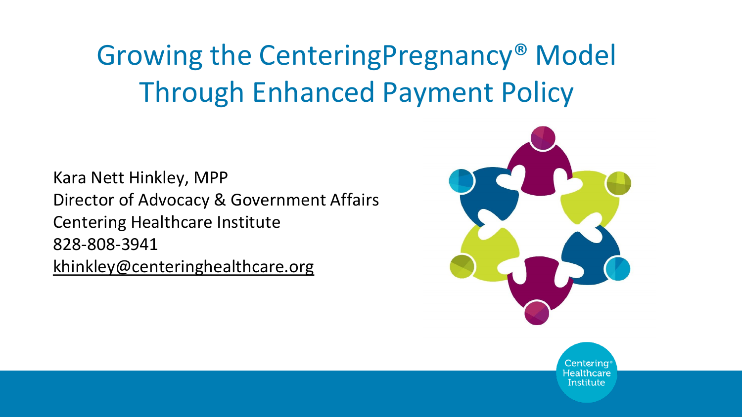# Growing the CenteringPregnancy® Model Through Enhanced Payment Policy

Kara Nett Hinkley, MPP
Director of Advocacy & Government Affairs
Centering Healthcare Institute
828-808-3941
khinkley@centeringhealthcare.org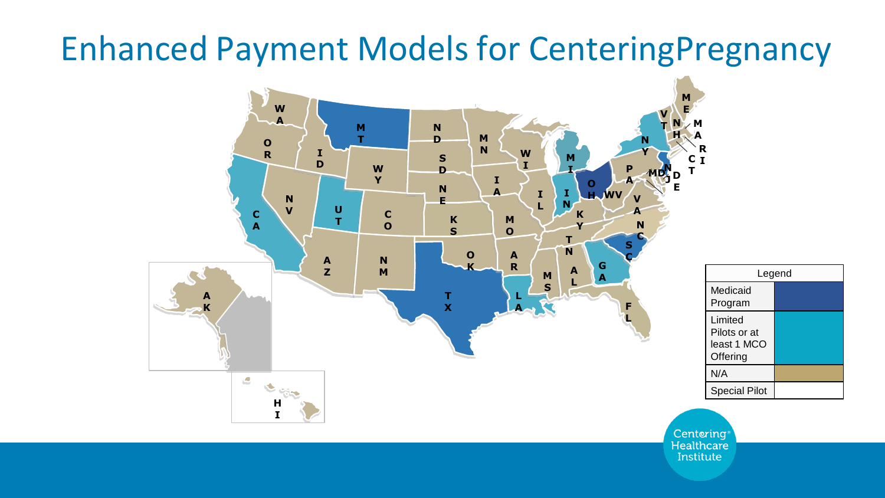# Enhanced Payment Models for CenteringPregnancy

| Legend | |
|---|---|
| Medicaid Program | |
| Limited Pilots or at least 1 MCO Offering | |
| N/A | |
| Special Pilot | |

Centering® Healthcare Institute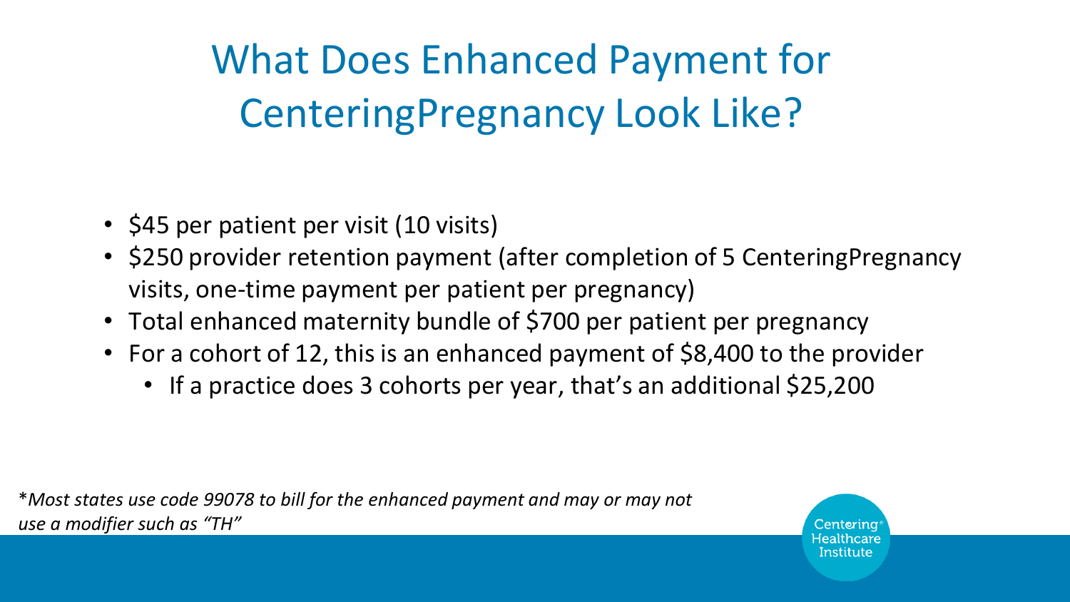# What Does Enhanced Payment for CenteringPregnancy Look Like?

- $45 per patient per visit (10 visits)
- $250 provider retention payment (after completion of 5 CenteringPregnancy visits, one-time payment per patient per pregnancy)
- Total enhanced maternity bundle of $700 per patient per pregnancy
- For a cohort of 12, this is an enhanced payment of $8,400 to the provider
  - If a practice does 3 cohorts per year, that's an additional $25,200

**Most states use code 99078 to bill for the enhanced payment and may or may not use a modifier such as "TH"*

Centering Healthcare Institute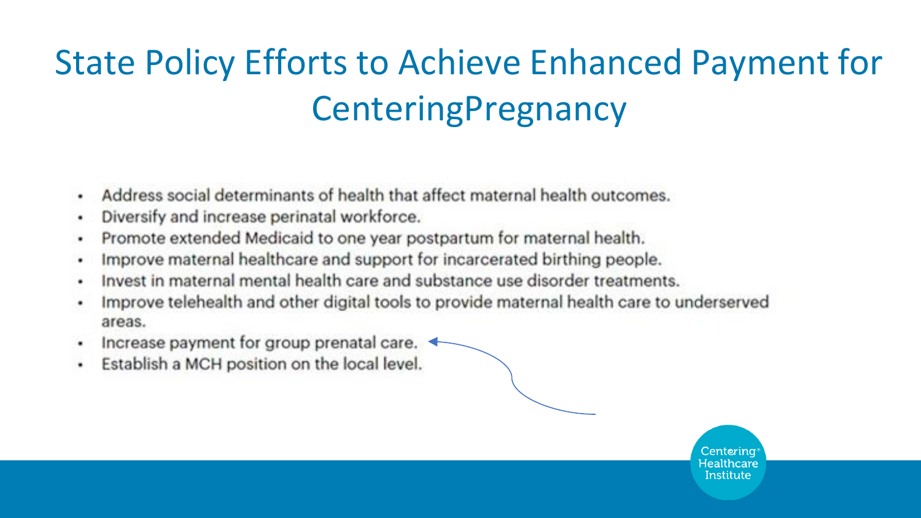# State Policy Efforts to Achieve Enhanced Payment for CenteringPregnancy

- Address social determinants of health that affect maternal health outcomes.
- Diversify and increase perinatal workforce.
- Promote extended Medicaid to one year postpartum for maternal health.
- Improve maternal healthcare and support for incarcerated birthing people.
- Invest in maternal mental health care and substance use disorder treatments.
- Improve telehealth and other digital tools to provide maternal health care to underserved areas.
- Increase payment for group prenatal care.
- Establish a MCH position on the local level.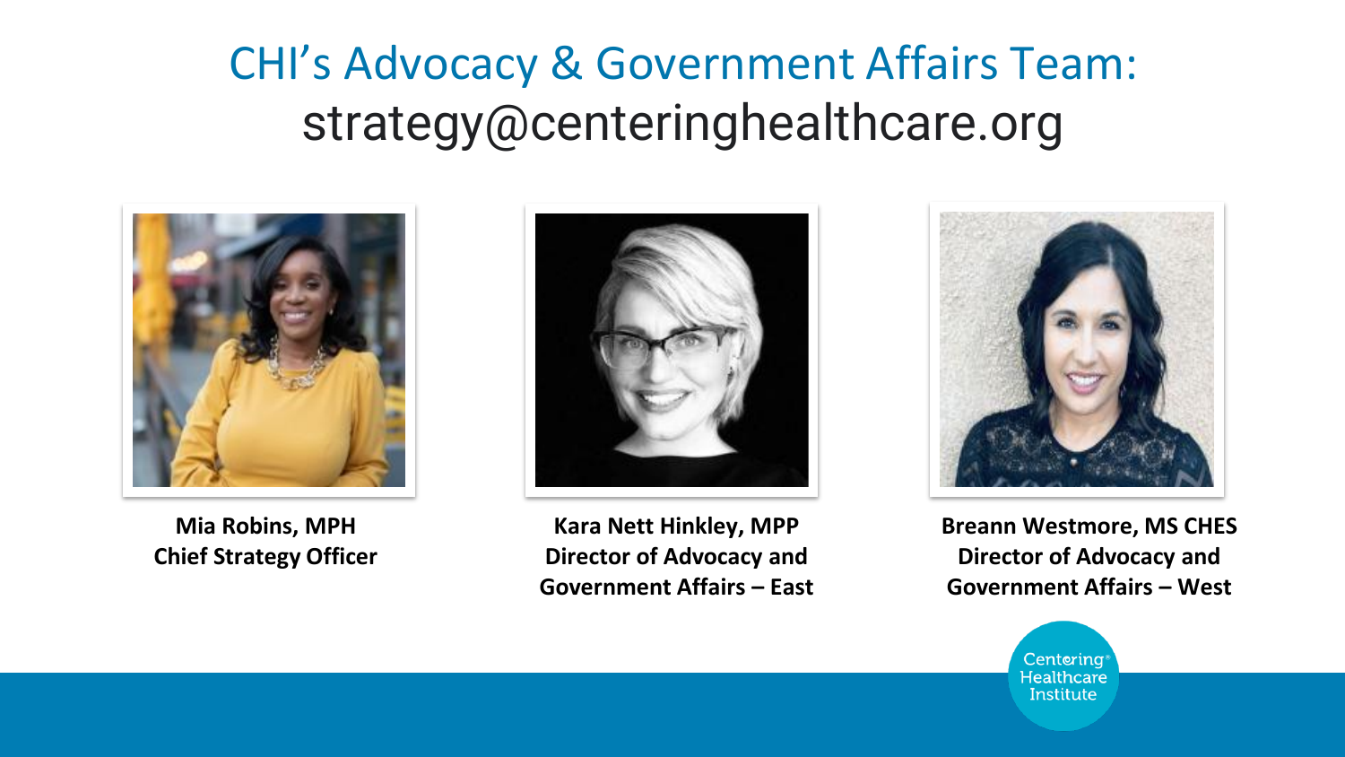# CHI's Advocacy & Government Affairs Team: strategy@centeringhealthcare.org

**Mia Robins, MPH**
**Chief Strategy Officer**

**Kara Nett Hinkley, MPP**
**Director of Advocacy and Government Affairs – East**

**Breann Westmore, MS CHES**
**Director of Advocacy and Government Affairs – West**

Centering® Healthcare Institute